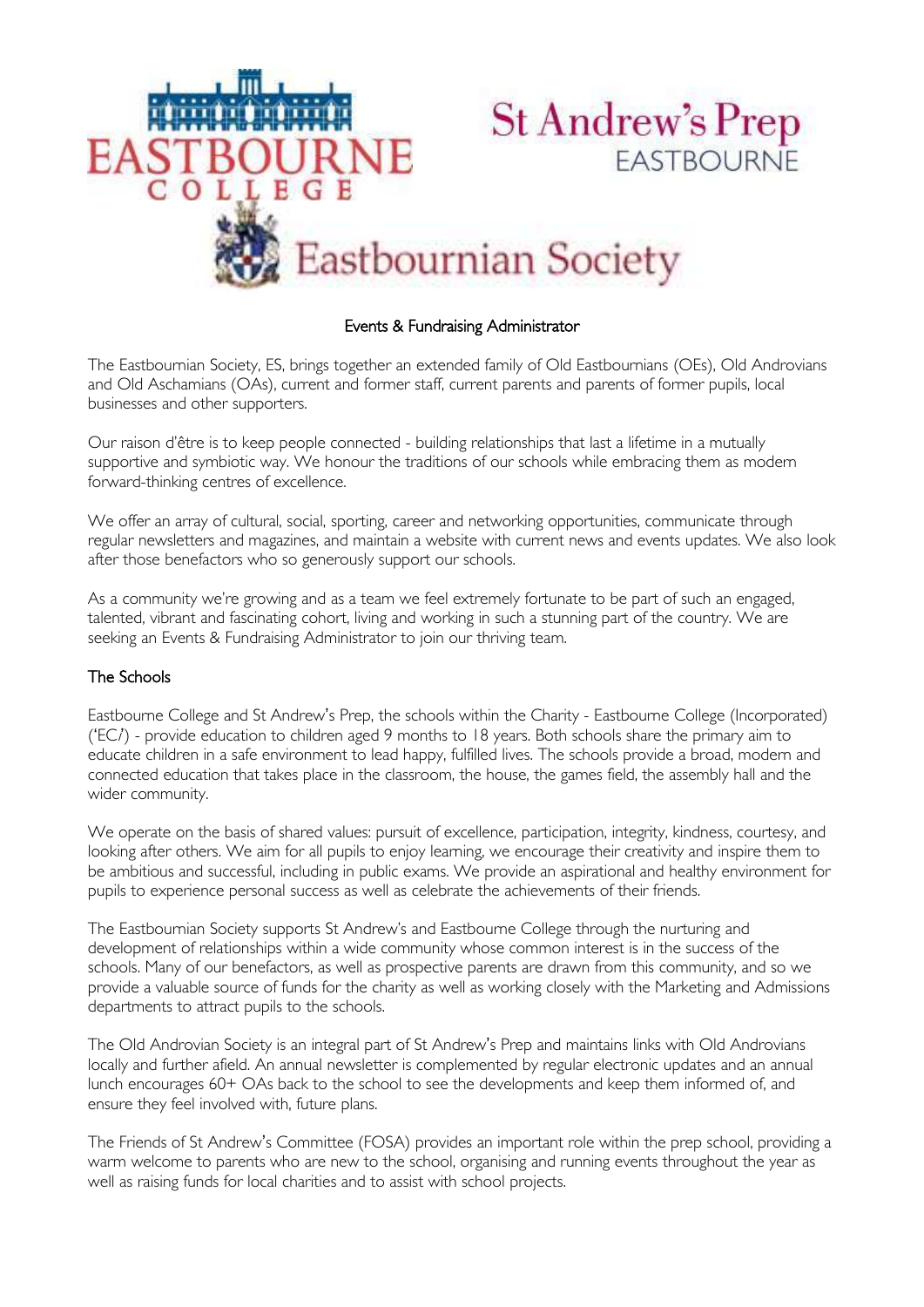EASTBOURNE COLLEGE

St Andrew's Prep EASTBOURNE

Eastbournian Society

# Events & Fundraising Administrator

The Eastbournian Society, ES, brings together an extended family of Old Eastbournians (OEs), Old Androvians and Old Aschamians (OAs), current and former staff, current parents and parents of former pupils, local businesses and other supporters.

Our raison d'être is to keep people connected - building relationships that last a lifetime in a mutually supportive and symbiotic way. We honour the traditions of our schools while embracing them as modern forward-thinking centres of excellence.

We offer an array of cultural, social, sporting, career and networking opportunities, communicate through regular newsletters and magazines, and maintain a website with current news and events updates. We also look after those benefactors who so generously support our schools.

As a community we're growing and as a team we feel extremely fortunate to be part of such an engaged, talented, vibrant and fascinating cohort, living and working in such a stunning part of the country. We are seeking an Events & Fundraising Administrator to join our thriving team.

## The Schools

Eastbourne College and St Andrew's Prep, the schools within the Charity - Eastbourne College (Incorporated) ('ECI') - provide education to children aged 9 months to 18 years. Both schools share the primary aim to educate children in a safe environment to lead happy, fulfilled lives. The schools provide a broad, modern and connected education that takes place in the classroom, the house, the games field, the assembly hall and the wider community.

We operate on the basis of shared values: pursuit of excellence, participation, integrity, kindness, courtesy, and looking after others. We aim for all pupils to enjoy learning, we encourage their creativity and inspire them to be ambitious and successful, including in public exams. We provide an aspirational and healthy environment for pupils to experience personal success as well as celebrate the achievements of their friends.

The Eastbournian Society supports St Andrew's and Eastbourne College through the nurturing and development of relationships within a wide community whose common interest is in the success of the schools. Many of our benefactors, as well as prospective parents are drawn from this community, and so we provide a valuable source of funds for the charity as well as working closely with the Marketing and Admissions departments to attract pupils to the schools.

The Old Androvian Society is an integral part of St Andrew's Prep and maintains links with Old Androvians locally and further afield. An annual newsletter is complemented by regular electronic updates and an annual lunch encourages 60+ OAs back to the school to see the developments and keep them informed of, and ensure they feel involved with, future plans.

The Friends of St Andrew's Committee (FOSA) provides an important role within the prep school, providing a warm welcome to parents who are new to the school, organising and running events throughout the year as well as raising funds for local charities and to assist with school projects.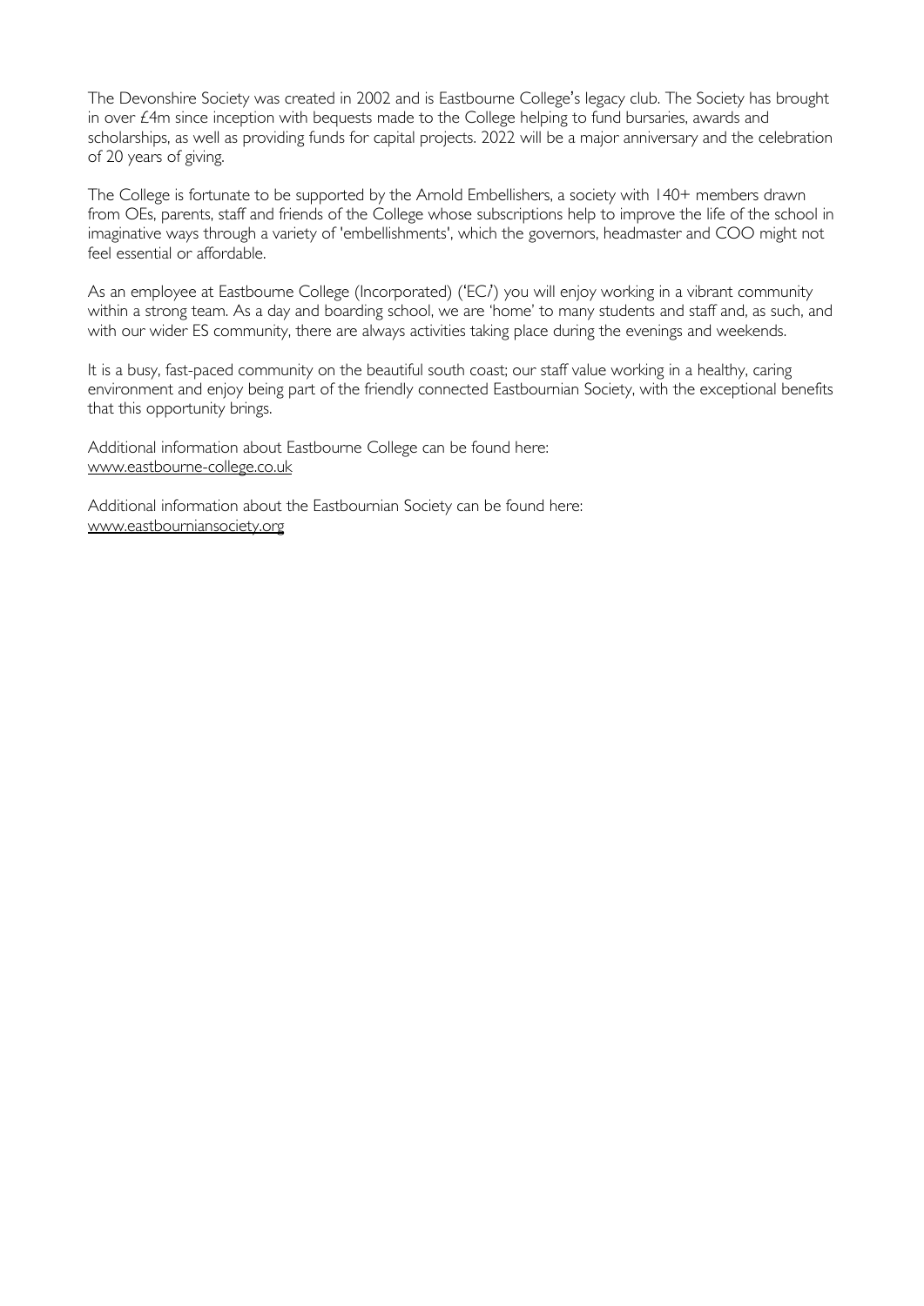The Devonshire Society was created in 2002 and is Eastbourne College's legacy club. The Society has brought in over £4m since inception with bequests made to the College helping to fund bursaries, awards and scholarships, as well as providing funds for capital projects. 2022 will be a major anniversary and the celebration of 20 years of giving.

The College is fortunate to be supported by the Arnold Embellishers, a society with 140+ members drawn from OEs, parents, staff and friends of the College whose subscriptions help to improve the life of the school in imaginative ways through a variety of 'embellishments', which the governors, headmaster and COO might not feel essential or affordable.

As an employee at Eastbourne College (Incorporated) ('ECI') you will enjoy working in a vibrant community within a strong team. As a day and boarding school, we are 'home' to many students and staff and, as such, and with our wider ES community, there are always activities taking place during the evenings and weekends.

It is a busy, fast-paced community on the beautiful south coast; our staff value working in a healthy, caring environment and enjoy being part of the friendly connected Eastbournian Society, with the exceptional benefits that this opportunity brings.

Additional information about Eastbourne College can be found here:
www.eastbourne-college.co.uk

Additional information about the Eastbournian Society can be found here:
www.eastbourniansociety.org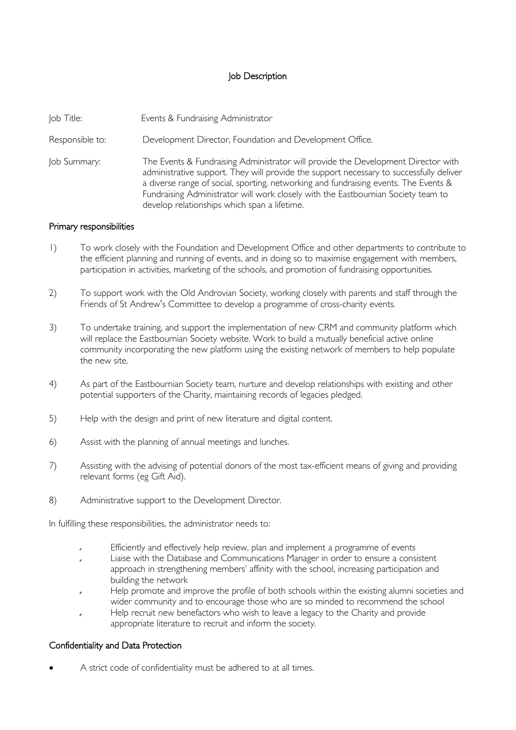# Job Description

Job Title: Events & Fundraising Administrator

Responsible to: Development Director, Foundation and Development Office.

Job Summary: The Events & Fundraising Administrator will provide the Development Director with administrative support. They will provide the support necessary to successfully deliver a diverse range of social, sporting, networking and fundraising events. The Events & Fundraising Administrator will work closely with the Eastbournian Society team to develop relationships which span a lifetime.

## Primary responsibilities

1) To work closely with the Foundation and Development Office and other departments to contribute to the efficient planning and running of events, and in doing so to maximise engagement with members, participation in activities, marketing of the schools, and promotion of fundraising opportunities.

2) To support work with the Old Androvian Society, working closely with parents and staff through the Friends of St Andrew's Committee to develop a programme of cross-charity events.

3) To undertake training, and support the implementation of new CRM and community platform which will replace the Eastbournian Society website. Work to build a mutually beneficial active online community incorporating the new platform using the existing network of members to help populate the new site.

4) As part of the Eastbournian Society team, nurture and develop relationships with existing and other potential supporters of the Charity, maintaining records of legacies pledged.

5) Help with the design and print of new literature and digital content.

6) Assist with the planning of annual meetings and lunches.

7) Assisting with the advising of potential donors of the most tax-efficient means of giving and providing relevant forms (eg Gift Aid).

8) Administrative support to the Development Director.

In fulfilling these responsibilities, the administrator needs to:

- Efficiently and effectively help review, plan and implement a programme of events
- Liaise with the Database and Communications Manager in order to ensure a consistent approach in strengthening members' affinity with the school, increasing participation and building the network
- Help promote and improve the profile of both schools within the existing alumni societies and wider community and to encourage those who are so minded to recommend the school
- Help recruit new benefactors who wish to leave a legacy to the Charity and provide appropriate literature to recruit and inform the society.

## Confidentiality and Data Protection

- A strict code of confidentiality must be adhered to at all times.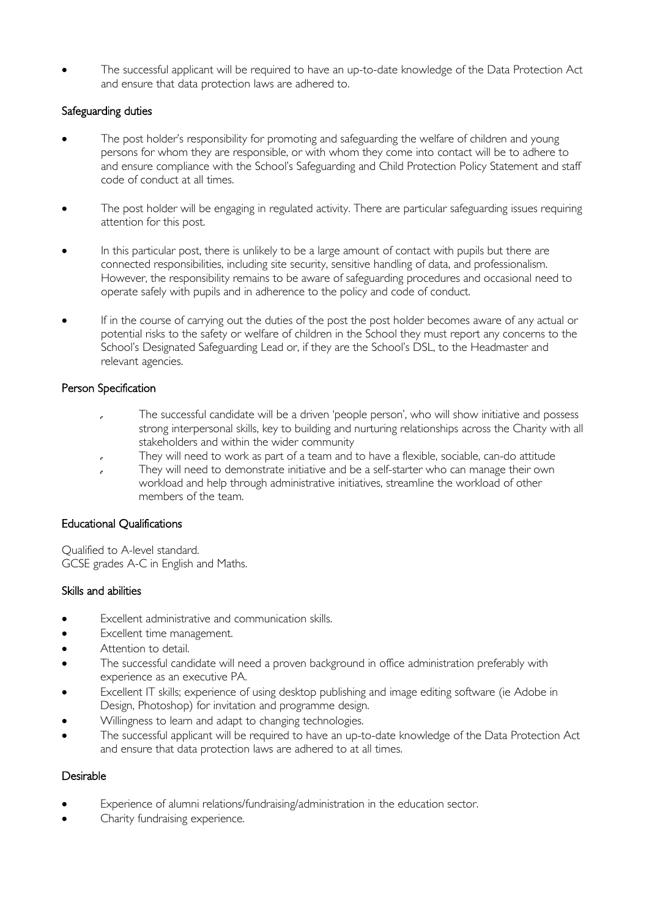- The successful applicant will be required to have an up-to-date knowledge of the Data Protection Act and ensure that data protection laws are adhered to.

## Safeguarding duties

- The post holder's responsibility for promoting and safeguarding the welfare of children and young persons for whom they are responsible, or with whom they come into contact will be to adhere to and ensure compliance with the School's Safeguarding and Child Protection Policy Statement and staff code of conduct at all times.

- The post holder will be engaging in regulated activity. There are particular safeguarding issues requiring attention for this post.

- In this particular post, there is unlikely to be a large amount of contact with pupils but there are connected responsibilities, including site security, sensitive handling of data, and professionalism. However, the responsibility remains to be aware of safeguarding procedures and occasional need to operate safely with pupils and in adherence to the policy and code of conduct.

- If in the course of carrying out the duties of the post the post holder becomes aware of any actual or potential risks to the safety or welfare of children in the School they must report any concerns to the School's Designated Safeguarding Lead or, if they are the School's DSL, to the Headmaster and relevant agencies.

## Person Specification

- The successful candidate will be a driven 'people person', who will show initiative and possess strong interpersonal skills, key to building and nurturing relationships across the Charity with all stakeholders and within the wider community
- They will need to work as part of a team and to have a flexible, sociable, can-do attitude
- They will need to demonstrate initiative and be a self-starter who can manage their own workload and help through administrative initiatives, streamline the workload of other members of the team.

## Educational Qualifications

Qualified to A-level standard.
GCSE grades A-C in English and Maths.

## Skills and abilities

- Excellent administrative and communication skills.
- Excellent time management.
- Attention to detail.
- The successful candidate will need a proven background in office administration preferably with experience as an executive PA.
- Excellent IT skills; experience of using desktop publishing and image editing software (ie Adobe in Design, Photoshop) for invitation and programme design.
- Willingness to learn and adapt to changing technologies.
- The successful applicant will be required to have an up-to-date knowledge of the Data Protection Act and ensure that data protection laws are adhered to at all times.

## Desirable

- Experience of alumni relations/fundraising/administration in the education sector.
- Charity fundraising experience.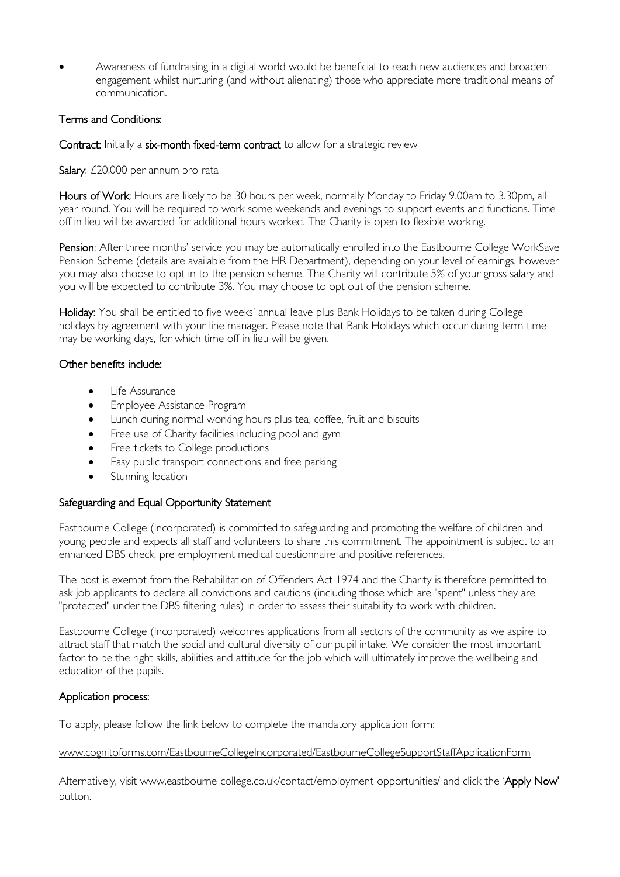- Awareness of fundraising in a digital world would be beneficial to reach new audiences and broaden engagement whilst nurturing (and without alienating) those who appreciate more traditional means of communication.

## Terms and Conditions:

**Contract:** Initially a **six-month fixed-term contract** to allow for a strategic review

**Salary**: £20,000 per annum pro rata

**Hours of Work**: Hours are likely to be 30 hours per week, normally Monday to Friday 9.00am to 3.30pm, all year round. You will be required to work some weekends and evenings to support events and functions. Time off in lieu will be awarded for additional hours worked. The Charity is open to flexible working.

**Pension**: After three months' service you may be automatically enrolled into the Eastbourne College WorkSave Pension Scheme (details are available from the HR Department), depending on your level of earnings, however you may also choose to opt in to the pension scheme. The Charity will contribute 5% of your gross salary and you will be expected to contribute 3%. You may choose to opt out of the pension scheme.

**Holiday**: You shall be entitled to five weeks' annual leave plus Bank Holidays to be taken during College holidays by agreement with your line manager. Please note that Bank Holidays which occur during term time may be working days, for which time off in lieu will be given.

## Other benefits include:

- Life Assurance
- Employee Assistance Program
- Lunch during normal working hours plus tea, coffee, fruit and biscuits
- Free use of Charity facilities including pool and gym
- Free tickets to College productions
- Easy public transport connections and free parking
- Stunning location

## Safeguarding and Equal Opportunity Statement

Eastbourne College (Incorporated) is committed to safeguarding and promoting the welfare of children and young people and expects all staff and volunteers to share this commitment. The appointment is subject to an enhanced DBS check, pre-employment medical questionnaire and positive references.

The post is exempt from the Rehabilitation of Offenders Act 1974 and the Charity is therefore permitted to ask job applicants to declare all convictions and cautions (including those which are "spent" unless they are "protected" under the DBS filtering rules) in order to assess their suitability to work with children.

Eastbourne College (Incorporated) welcomes applications from all sectors of the community as we aspire to attract staff that match the social and cultural diversity of our pupil intake. We consider the most important factor to be the right skills, abilities and attitude for the job which will ultimately improve the wellbeing and education of the pupils.

## Application process:

To apply, please follow the link below to complete the mandatory application form:

www.cognitoforms.com/EastbourneCollegeIncorporated/EastbourneCollegeSupportStaffApplicationForm

Alternatively, visit www.eastbourne-college.co.uk/contact/employment-opportunities/ and click the '**Apply Now**' button.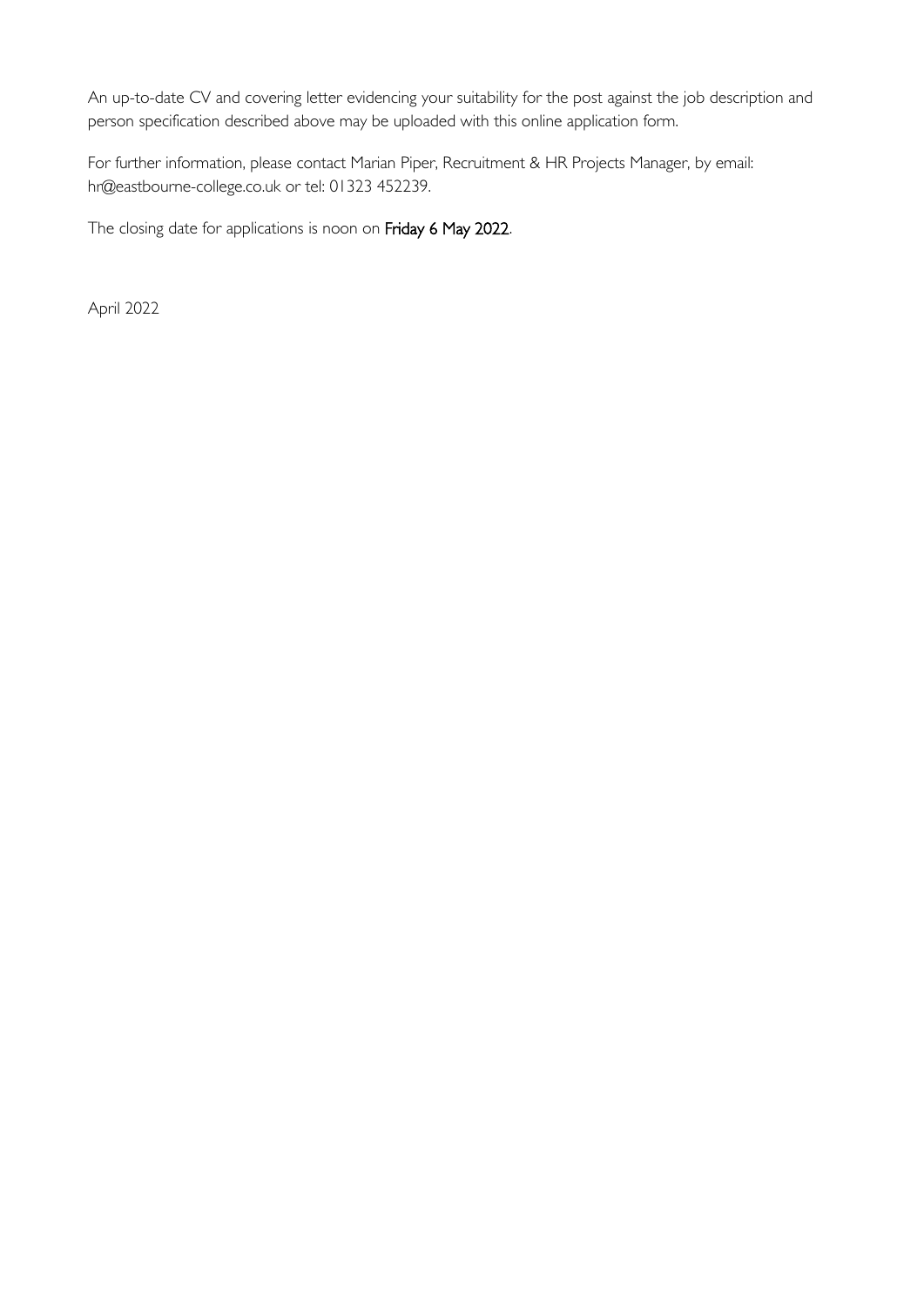An up-to-date CV and covering letter evidencing your suitability for the post against the job description and person specification described above may be uploaded with this online application form.

For further information, please contact Marian Piper, Recruitment & HR Projects Manager, by email: hr@eastbourne-college.co.uk or tel: 01323 452239.

The closing date for applications is noon on Friday 6 May 2022.

April 2022